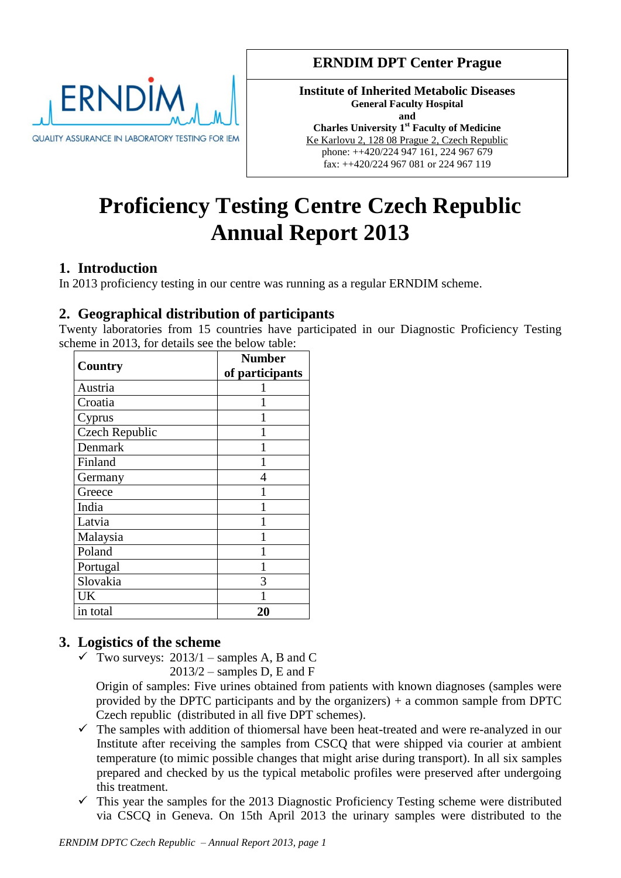ERNDIM

QUALITY ASSURANCE IN LABORATORY TESTING FOR IEM

**ERNDIM DPT Center Prague**

**Institute of Inherited Metabolic Diseases**
**General Faculty Hospital**
**and**
**Charles University 1st Faculty of Medicine**
Ke Karlovu 2, 128 08 Prague 2, Czech Republic
phone: ++420/224 947 161, 224 967 679
fax: ++420/224 967 081 or 224 967 119

# Proficiency Testing Centre Czech Republic Annual Report 2013

## 1. Introduction

In 2013 proficiency testing in our centre was running as a regular ERNDIM scheme.

## 2. Geographical distribution of participants

Twenty laboratories from 15 countries have participated in our Diagnostic Proficiency Testing scheme in 2013, for details see the below table:

| Country | Number of participants |
|---|---|
| Austria | 1 |
| Croatia | 1 |
| Cyprus | 1 |
| Czech Republic | 1 |
| Denmark | 1 |
| Finland | 1 |
| Germany | 4 |
| Greece | 1 |
| India | 1 |
| Latvia | 1 |
| Malaysia | 1 |
| Poland | 1 |
| Portugal | 1 |
| Slovakia | 3 |
| UK | 1 |
| in total | **20** |

## 3. Logistics of the scheme

- ✓ Two surveys: 2013/1 – samples A, B and C
  2013/2 – samples D, E and F

  Origin of samples: Five urines obtained from patients with known diagnoses (samples were provided by the DPTC participants and by the organizers) + a common sample from DPTC Czech republic (distributed in all five DPT schemes).
- ✓ The samples with addition of thiomersal have been heat-treated and were re-analyzed in our Institute after receiving the samples from CSCQ that were shipped via courier at ambient temperature (to mimic possible changes that might arise during transport). In all six samples prepared and checked by us the typical metabolic profiles were preserved after undergoing this treatment.
- ✓ This year the samples for the 2013 Diagnostic Proficiency Testing scheme were distributed via CSCQ in Geneva. On 15th April 2013 the urinary samples were distributed to the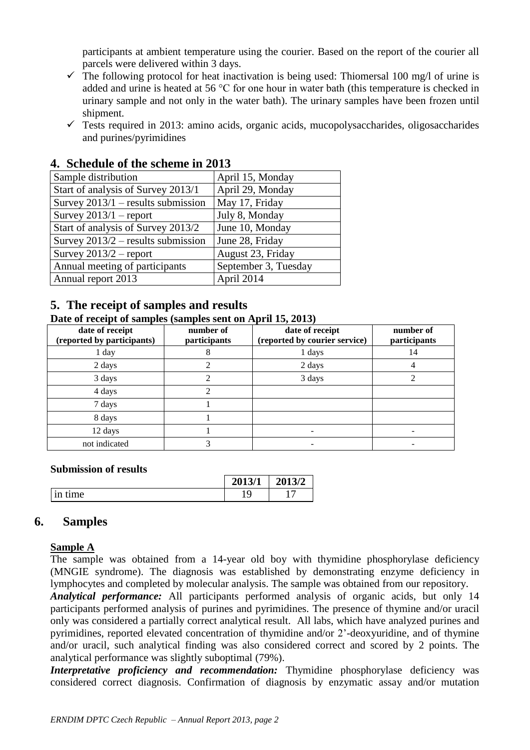participants at ambient temperature using the courier. Based on the report of the courier all parcels were delivered within 3 days.

- ✓ The following protocol for heat inactivation is being used: Thiomersal 100 mg/l of urine is added and urine is heated at 56 °C for one hour in water bath (this temperature is checked in urinary sample and not only in the water bath). The urinary samples have been frozen until shipment.
- ✓ Tests required in 2013: amino acids, organic acids, mucopolysaccharides, oligosaccharides and purines/pyrimidines

## 4. Schedule of the scheme in 2013

| | |
|---|---|
| Sample distribution | April 15, Monday |
| Start of analysis of Survey 2013/1 | April 29, Monday |
| Survey 2013/1 – results submission | May 17, Friday |
| Survey 2013/1 – report | July 8, Monday |
| Start of analysis of Survey 2013/2 | June 10, Monday |
| Survey 2013/2 – results submission | June 28, Friday |
| Survey 2013/2 – report | August 23, Friday |
| Annual meeting of participants | September 3, Tuesday |
| Annual report 2013 | April 2014 |

## 5. The receipt of samples and results

**Date of receipt of samples (samples sent on April 15, 2013)**

| date of receipt (reported by participants) | number of participants | date of receipt (reported by courier service) | number of participants |
|---|---|---|---|
| 1 day | 8 | 1 days | 14 |
| 2 days | 2 | 2 days | 4 |
| 3 days | 2 | 3 days | 2 |
| 4 days | 2 | | |
| 7 days | 1 | | |
| 8 days | 1 | | |
| 12 days | 1 | - | - |
| not indicated | 3 | - | - |

**Submission of results**

| | 2013/1 | 2013/2 |
|---|---|---|
| in time | 19 | 17 |

## 6. Samples

**Sample A**

The sample was obtained from a 14-year old boy with thymidine phosphorylase deficiency (MNGIE syndrome). The diagnosis was established by demonstrating enzyme deficiency in lymphocytes and completed by molecular analysis. The sample was obtained from our repository.

***Analytical performance:*** All participants performed analysis of organic acids, but only 14 participants performed analysis of purines and pyrimidines. The presence of thymine and/or uracil only was considered a partially correct analytical result. All labs, which have analyzed purines and pyrimidines, reported elevated concentration of thymidine and/or 2'-deoxyuridine, and of thymine and/or uracil, such analytical finding was also considered correct and scored by 2 points. The analytical performance was slightly suboptimal (79%).

***Interpretative proficiency and recommendation:*** Thymidine phosphorylase deficiency was considered correct diagnosis. Confirmation of diagnosis by enzymatic assay and/or mutation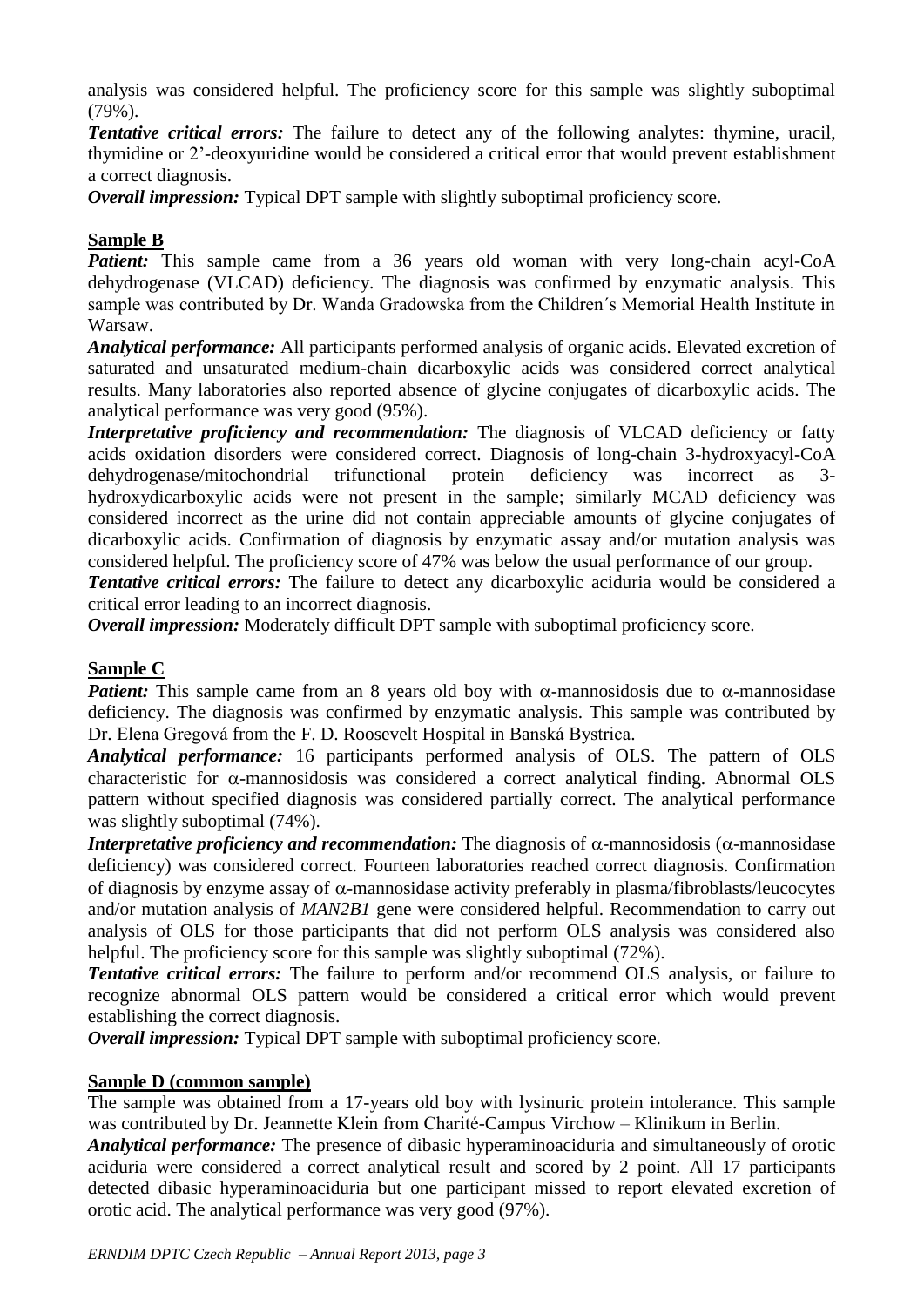analysis was considered helpful. The proficiency score for this sample was slightly suboptimal (79%).

***Tentative critical errors:*** The failure to detect any of the following analytes: thymine, uracil, thymidine or 2'-deoxyuridine would be considered a critical error that would prevent establishment a correct diagnosis.

***Overall impression:*** Typical DPT sample with slightly suboptimal proficiency score.

**Sample B**

***Patient:*** This sample came from a 36 years old woman with very long-chain acyl-CoA dehydrogenase (VLCAD) deficiency. The diagnosis was confirmed by enzymatic analysis. This sample was contributed by Dr. Wanda Gradowska from the Children´s Memorial Health Institute in Warsaw.

***Analytical performance:*** All participants performed analysis of organic acids. Elevated excretion of saturated and unsaturated medium-chain dicarboxylic acids was considered correct analytical results. Many laboratories also reported absence of glycine conjugates of dicarboxylic acids. The analytical performance was very good (95%).

***Interpretative proficiency and recommendation:*** The diagnosis of VLCAD deficiency or fatty acids oxidation disorders were considered correct. Diagnosis of long-chain 3-hydroxyacyl-CoA dehydrogenase/mitochondrial trifunctional protein deficiency was incorrect as 3-hydroxydicarboxylic acids were not present in the sample; similarly MCAD deficiency was considered incorrect as the urine did not contain appreciable amounts of glycine conjugates of dicarboxylic acids. Confirmation of diagnosis by enzymatic assay and/or mutation analysis was considered helpful. The proficiency score of 47% was below the usual performance of our group.

***Tentative critical errors:*** The failure to detect any dicarboxylic aciduria would be considered a critical error leading to an incorrect diagnosis.

***Overall impression:*** Moderately difficult DPT sample with suboptimal proficiency score.

**Sample C**

***Patient:*** This sample came from an 8 years old boy with α-mannosidosis due to α-mannosidase deficiency. The diagnosis was confirmed by enzymatic analysis. This sample was contributed by Dr. Elena Gregová from the F. D. Roosevelt Hospital in Banská Bystrica.

***Analytical performance:*** 16 participants performed analysis of OLS. The pattern of OLS characteristic for α-mannosidosis was considered a correct analytical finding. Abnormal OLS pattern without specified diagnosis was considered partially correct. The analytical performance was slightly suboptimal (74%).

***Interpretative proficiency and recommendation:*** The diagnosis of α-mannosidosis (α-mannosidase deficiency) was considered correct. Fourteen laboratories reached correct diagnosis. Confirmation of diagnosis by enzyme assay of α-mannosidase activity preferably in plasma/fibroblasts/leucocytes and/or mutation analysis of *MAN2B1* gene were considered helpful. Recommendation to carry out analysis of OLS for those participants that did not perform OLS analysis was considered also helpful. The proficiency score for this sample was slightly suboptimal (72%).

***Tentative critical errors:*** The failure to perform and/or recommend OLS analysis, or failure to recognize abnormal OLS pattern would be considered a critical error which would prevent establishing the correct diagnosis.

***Overall impression:*** Typical DPT sample with suboptimal proficiency score.

**Sample D (common sample)**

The sample was obtained from a 17-years old boy with lysinuric protein intolerance. This sample was contributed by Dr. Jeannette Klein from Charité-Campus Virchow – Klinikum in Berlin.

***Analytical performance:*** The presence of dibasic hyperaminoaciduria and simultaneously of orotic aciduria were considered a correct analytical result and scored by 2 point. All 17 participants detected dibasic hyperaminoaciduria but one participant missed to report elevated excretion of orotic acid. The analytical performance was very good (97%).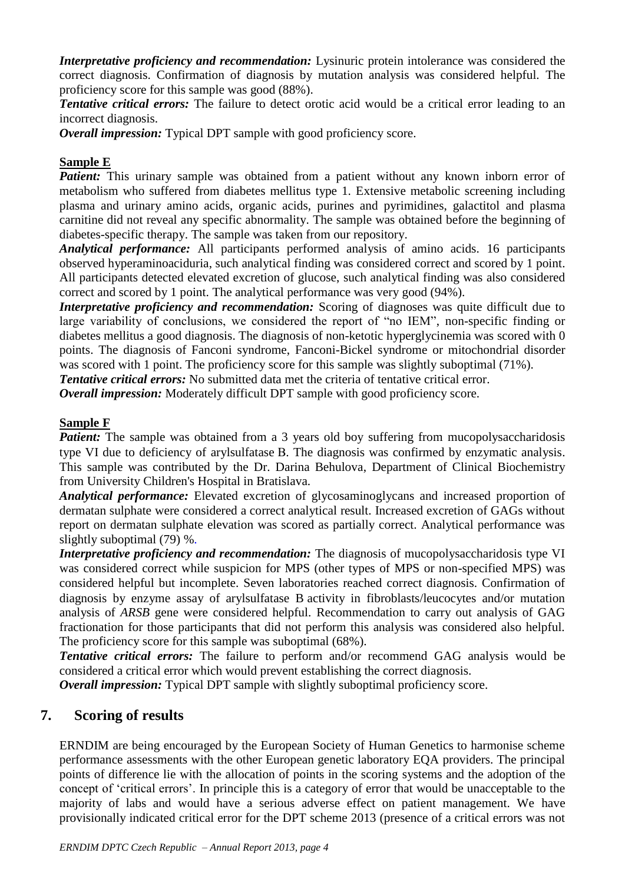***Interpretative proficiency and recommendation:*** Lysinuric protein intolerance was considered the correct diagnosis. Confirmation of diagnosis by mutation analysis was considered helpful. The proficiency score for this sample was good (88%).

***Tentative critical errors:*** The failure to detect orotic acid would be a critical error leading to an incorrect diagnosis.

***Overall impression:*** Typical DPT sample with good proficiency score.

**Sample E**

***Patient:*** This urinary sample was obtained from a patient without any known inborn error of metabolism who suffered from diabetes mellitus type 1. Extensive metabolic screening including plasma and urinary amino acids, organic acids, purines and pyrimidines, galactitol and plasma carnitine did not reveal any specific abnormality. The sample was obtained before the beginning of diabetes-specific therapy. The sample was taken from our repository.

***Analytical performance:*** All participants performed analysis of amino acids. 16 participants observed hyperaminoaciduria, such analytical finding was considered correct and scored by 1 point. All participants detected elevated excretion of glucose, such analytical finding was also considered correct and scored by 1 point. The analytical performance was very good (94%).

***Interpretative proficiency and recommendation:*** Scoring of diagnoses was quite difficult due to large variability of conclusions, we considered the report of "no IEM", non-specific finding or diabetes mellitus a good diagnosis. The diagnosis of non-ketotic hyperglycinemia was scored with 0 points. The diagnosis of Fanconi syndrome, Fanconi-Bickel syndrome or mitochondrial disorder was scored with 1 point. The proficiency score for this sample was slightly suboptimal (71%).

***Tentative critical errors:*** No submitted data met the criteria of tentative critical error.

***Overall impression:*** Moderately difficult DPT sample with good proficiency score.

**Sample F**

***Patient:*** The sample was obtained from a 3 years old boy suffering from mucopolysaccharidosis type VI due to deficiency of arylsulfatase B. The diagnosis was confirmed by enzymatic analysis. This sample was contributed by the Dr. Darina Behulova, Department of Clinical Biochemistry from University Children's Hospital in Bratislava.

***Analytical performance:*** Elevated excretion of glycosaminoglycans and increased proportion of dermatan sulphate were considered a correct analytical result. Increased excretion of GAGs without report on dermatan sulphate elevation was scored as partially correct. Analytical performance was slightly suboptimal (79) %.

***Interpretative proficiency and recommendation:*** The diagnosis of mucopolysaccharidosis type VI was considered correct while suspicion for MPS (other types of MPS or non-specified MPS) was considered helpful but incomplete. Seven laboratories reached correct diagnosis. Confirmation of diagnosis by enzyme assay of arylsulfatase B activity in fibroblasts/leucocytes and/or mutation analysis of *ARSB* gene were considered helpful. Recommendation to carry out analysis of GAG fractionation for those participants that did not perform this analysis was considered also helpful. The proficiency score for this sample was suboptimal (68%).

***Tentative critical errors:*** The failure to perform and/or recommend GAG analysis would be considered a critical error which would prevent establishing the correct diagnosis.

***Overall impression:*** Typical DPT sample with slightly suboptimal proficiency score.

## 7. Scoring of results

ERNDIM are being encouraged by the European Society of Human Genetics to harmonise scheme performance assessments with the other European genetic laboratory EQA providers. The principal points of difference lie with the allocation of points in the scoring systems and the adoption of the concept of 'critical errors'. In principle this is a category of error that would be unacceptable to the majority of labs and would have a serious adverse effect on patient management. We have provisionally indicated critical error for the DPT scheme 2013 (presence of a critical errors was not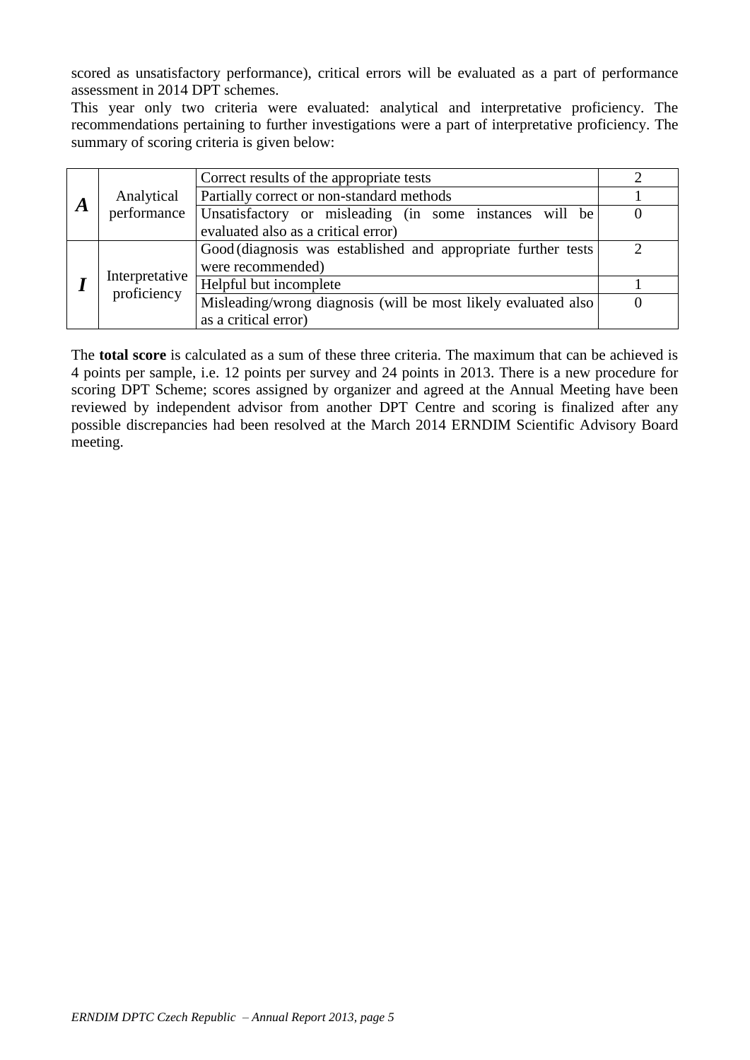scored as unsatisfactory performance), critical errors will be evaluated as a part of performance assessment in 2014 DPT schemes.

This year only two criteria were evaluated: analytical and interpretative proficiency. The recommendations pertaining to further investigations were a part of interpretative proficiency. The summary of scoring criteria is given below:

| | | | |
|---|---|---|---|
| ***A*** | Analytical performance | Correct results of the appropriate tests | 2 |
| | | Partially correct or non-standard methods | 1 |
| | | Unsatisfactory or misleading (in some instances will be evaluated also as a critical error) | 0 |
| ***I*** | Interpretative proficiency | Good (diagnosis was established and appropriate further tests were recommended) | 2 |
| | | Helpful but incomplete | 1 |
| | | Misleading/wrong diagnosis (will be most likely evaluated also as a critical error) | 0 |

The **total score** is calculated as a sum of these three criteria. The maximum that can be achieved is 4 points per sample, i.e. 12 points per survey and 24 points in 2013. There is a new procedure for scoring DPT Scheme; scores assigned by organizer and agreed at the Annual Meeting have been reviewed by independent advisor from another DPT Centre and scoring is finalized after any possible discrepancies had been resolved at the March 2014 ERNDIM Scientific Advisory Board meeting.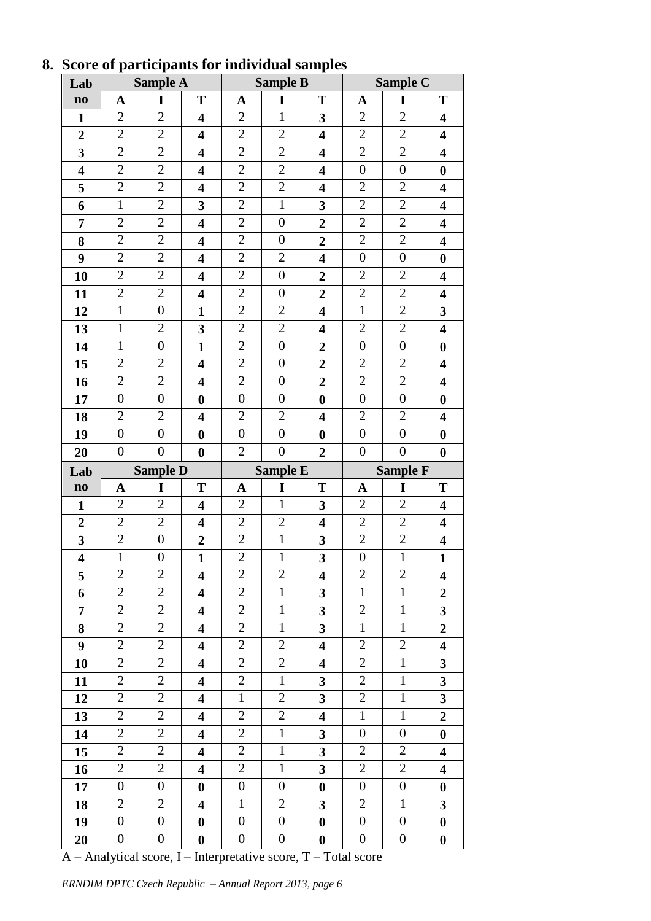## 8. Score of participants for individual samples

| Lab no | Sample A | | | Sample B | | | Sample C | | |
|---|---|---|---|---|---|---|---|---|---|
| | A | I | T | A | I | T | A | I | T |
| 1 | 2 | 2 | **4** | 2 | 1 | **3** | 2 | 2 | **4** |
| 2 | 2 | 2 | **4** | 2 | 2 | **4** | 2 | 2 | **4** |
| 3 | 2 | 2 | **4** | 2 | 2 | **4** | 2 | 2 | **4** |
| 4 | 2 | 2 | **4** | 2 | 2 | **4** | 0 | 0 | **0** |
| 5 | 2 | 2 | **4** | 2 | 2 | **4** | 2 | 2 | **4** |
| 6 | 1 | 2 | **3** | 2 | 1 | **3** | 2 | 2 | **4** |
| 7 | 2 | 2 | **4** | 2 | 0 | **2** | 2 | 2 | **4** |
| 8 | 2 | 2 | **4** | 2 | 0 | **2** | 2 | 2 | **4** |
| 9 | 2 | 2 | **4** | 2 | 2 | **4** | 0 | 0 | **0** |
| 10 | 2 | 2 | **4** | 2 | 0 | **2** | 2 | 2 | **4** |
| 11 | 2 | 2 | **4** | 2 | 0 | **2** | 2 | 2 | **4** |
| 12 | 1 | 0 | **1** | 2 | 2 | **4** | 1 | 2 | **3** |
| 13 | 1 | 2 | **3** | 2 | 2 | **4** | 2 | 2 | **4** |
| 14 | 1 | 0 | **1** | 2 | 0 | **2** | 0 | 0 | **0** |
| 15 | 2 | 2 | **4** | 2 | 0 | **2** | 2 | 2 | **4** |
| 16 | 2 | 2 | **4** | 2 | 0 | **2** | 2 | 2 | **4** |
| 17 | 0 | 0 | **0** | 0 | 0 | **0** | 0 | 0 | **0** |
| 18 | 2 | 2 | **4** | 2 | 2 | **4** | 2 | 2 | **4** |
| 19 | 0 | 0 | **0** | 0 | 0 | **0** | 0 | 0 | **0** |
| 20 | 0 | 0 | **0** | 2 | 0 | **2** | 0 | 0 | **0** |

| Lab no | Sample D | | | Sample E | | | Sample F | | |
|---|---|---|---|---|---|---|---|---|---|
| | A | I | T | A | I | T | A | I | T |
| 1 | 2 | 2 | **4** | 2 | 1 | **3** | 2 | 2 | **4** |
| 2 | 2 | 2 | **4** | 2 | 2 | **4** | 2 | 2 | **4** |
| 3 | 2 | 0 | **2** | 2 | 1 | **3** | 2 | 2 | **4** |
| 4 | 1 | 0 | **1** | 2 | 1 | **3** | 0 | 1 | **1** |
| 5 | 2 | 2 | **4** | 2 | 2 | **4** | 2 | 2 | **4** |
| 6 | 2 | 2 | **4** | 2 | 1 | **3** | 1 | 1 | **2** |
| 7 | 2 | 2 | **4** | 2 | 1 | **3** | 2 | 1 | **3** |
| 8 | 2 | 2 | **4** | 2 | 1 | **3** | 1 | 1 | **2** |
| 9 | 2 | 2 | **4** | 2 | 2 | **4** | 2 | 2 | **4** |
| 10 | 2 | 2 | **4** | 2 | 2 | **4** | 2 | 1 | **3** |
| 11 | 2 | 2 | **4** | 2 | 1 | **3** | 2 | 1 | **3** |
| 12 | 2 | 2 | **4** | 1 | 2 | **3** | 2 | 1 | **3** |
| 13 | 2 | 2 | **4** | 2 | 2 | **4** | 1 | 1 | **2** |
| 14 | 2 | 2 | **4** | 2 | 1 | **3** | 0 | 0 | **0** |
| 15 | 2 | 2 | **4** | 2 | 1 | **3** | 2 | 2 | **4** |
| 16 | 2 | 2 | **4** | 2 | 1 | **3** | 2 | 2 | **4** |
| 17 | 0 | 0 | **0** | 0 | 0 | **0** | 0 | 0 | **0** |
| 18 | 2 | 2 | **4** | 1 | 2 | **3** | 2 | 1 | **3** |
| 19 | 0 | 0 | **0** | 0 | 0 | **0** | 0 | 0 | **0** |
| 20 | 0 | 0 | **0** | 0 | 0 | **0** | 0 | 0 | **0** |

A – Analytical score, I – Interpretative score, T – Total score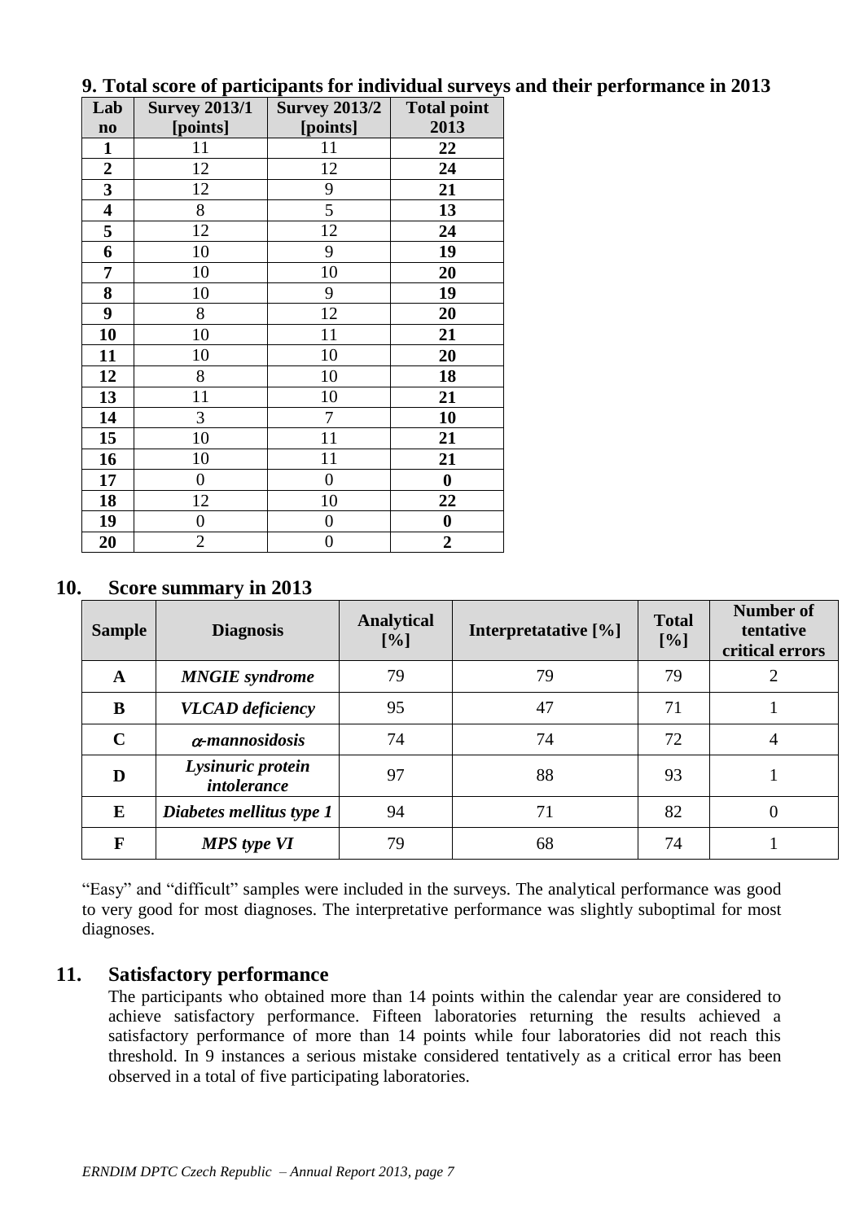## 9. Total score of participants for individual surveys and their performance in 2013

| Lab no | Survey 2013/1 [points] | Survey 2013/2 [points] | Total point 2013 |
|---|---|---|---|
| **1** | 11 | 11 | **22** |
| **2** | 12 | 12 | **24** |
| **3** | 12 | 9 | **21** |
| **4** | 8 | 5 | **13** |
| **5** | 12 | 12 | **24** |
| **6** | 10 | 9 | **19** |
| **7** | 10 | 10 | **20** |
| **8** | 10 | 9 | **19** |
| **9** | 8 | 12 | **20** |
| **10** | 10 | 11 | **21** |
| **11** | 10 | 10 | **20** |
| **12** | 8 | 10 | **18** |
| **13** | 11 | 10 | **21** |
| **14** | 3 | 7 | **10** |
| **15** | 10 | 11 | **21** |
| **16** | 10 | 11 | **21** |
| **17** | 0 | 0 | **0** |
| **18** | 12 | 10 | **22** |
| **19** | 0 | 0 | **0** |
| **20** | 2 | 0 | **2** |

## 10. Score summary in 2013

| Sample | Diagnosis | Analytical [%] | Interpretatative [%] | Total [%] | Number of tentative critical errors |
|---|---|---|---|---|---|
| **A** | ***MNGIE syndrome*** | 79 | 79 | 79 | 2 |
| **B** | ***VLCAD deficiency*** | 95 | 47 | 71 | 1 |
| **C** | ***α-mannosidosis*** | 74 | 74 | 72 | 4 |
| **D** | ***Lysinuric protein intolerance*** | 97 | 88 | 93 | 1 |
| **E** | ***Diabetes mellitus type 1*** | 94 | 71 | 82 | 0 |
| **F** | ***MPS type VI*** | 79 | 68 | 74 | 1 |

"Easy" and "difficult" samples were included in the surveys. The analytical performance was good to very good for most diagnoses. The interpretative performance was slightly suboptimal for most diagnoses.

## 11. Satisfactory performance

The participants who obtained more than 14 points within the calendar year are considered to achieve satisfactory performance. Fifteen laboratories returning the results achieved a satisfactory performance of more than 14 points while four laboratories did not reach this threshold. In 9 instances a serious mistake considered tentatively as a critical error has been observed in a total of five participating laboratories.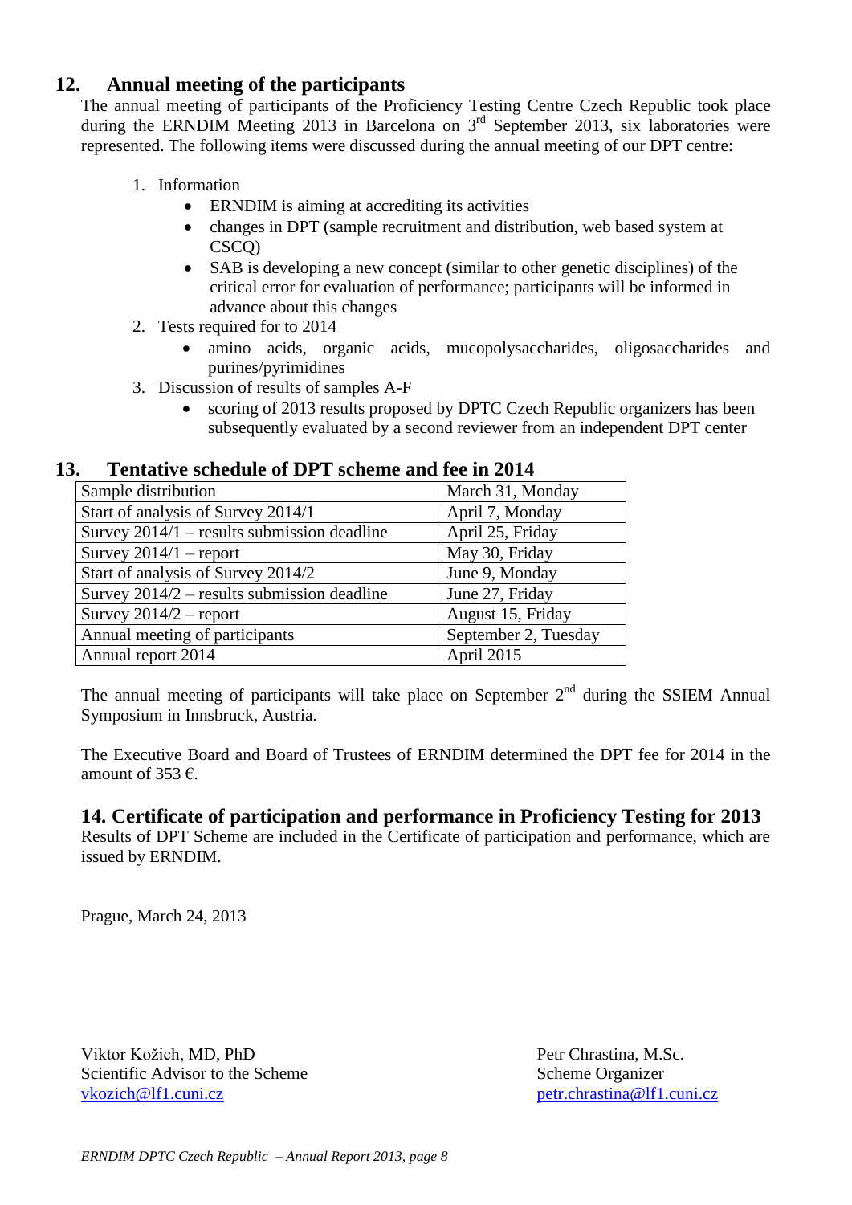## 12. Annual meeting of the participants

The annual meeting of participants of the Proficiency Testing Centre Czech Republic took place during the ERNDIM Meeting 2013 in Barcelona on 3rd September 2013, six laboratories were represented. The following items were discussed during the annual meeting of our DPT centre:

1. Information
   - ERNDIM is aiming at accrediting its activities
   - changes in DPT (sample recruitment and distribution, web based system at CSCQ)
   - SAB is developing a new concept (similar to other genetic disciplines) of the critical error for evaluation of performance; participants will be informed in advance about this changes
2. Tests required for to 2014
   - amino acids, organic acids, mucopolysaccharides, oligosaccharides and purines/pyrimidines
3. Discussion of results of samples A-F
   - scoring of 2013 results proposed by DPTC Czech Republic organizers has been subsequently evaluated by a second reviewer from an independent DPT center

## 13. Tentative schedule of DPT scheme and fee in 2014

| | |
|---|---|
| Sample distribution | March 31, Monday |
| Start of analysis of Survey 2014/1 | April 7, Monday |
| Survey 2014/1 – results submission deadline | April 25, Friday |
| Survey 2014/1 – report | May 30, Friday |
| Start of analysis of Survey 2014/2 | June 9, Monday |
| Survey 2014/2 – results submission deadline | June 27, Friday |
| Survey 2014/2 – report | August 15, Friday |
| Annual meeting of participants | September 2, Tuesday |
| Annual report 2014 | April 2015 |

The annual meeting of participants will take place on September 2nd during the SSIEM Annual Symposium in Innsbruck, Austria.

The Executive Board and Board of Trustees of ERNDIM determined the DPT fee for 2014 in the amount of 353 €.

## 14. Certificate of participation and performance in Proficiency Testing for 2013

Results of DPT Scheme are included in the Certificate of participation and performance, which are issued by ERNDIM.

Prague, March 24, 2013

Viktor Kožich, MD, PhD
Scientific Advisor to the Scheme
vkozich@lf1.cuni.cz

Petr Chrastina, M.Sc.
Scheme Organizer
petr.chrastina@lf1.cuni.cz